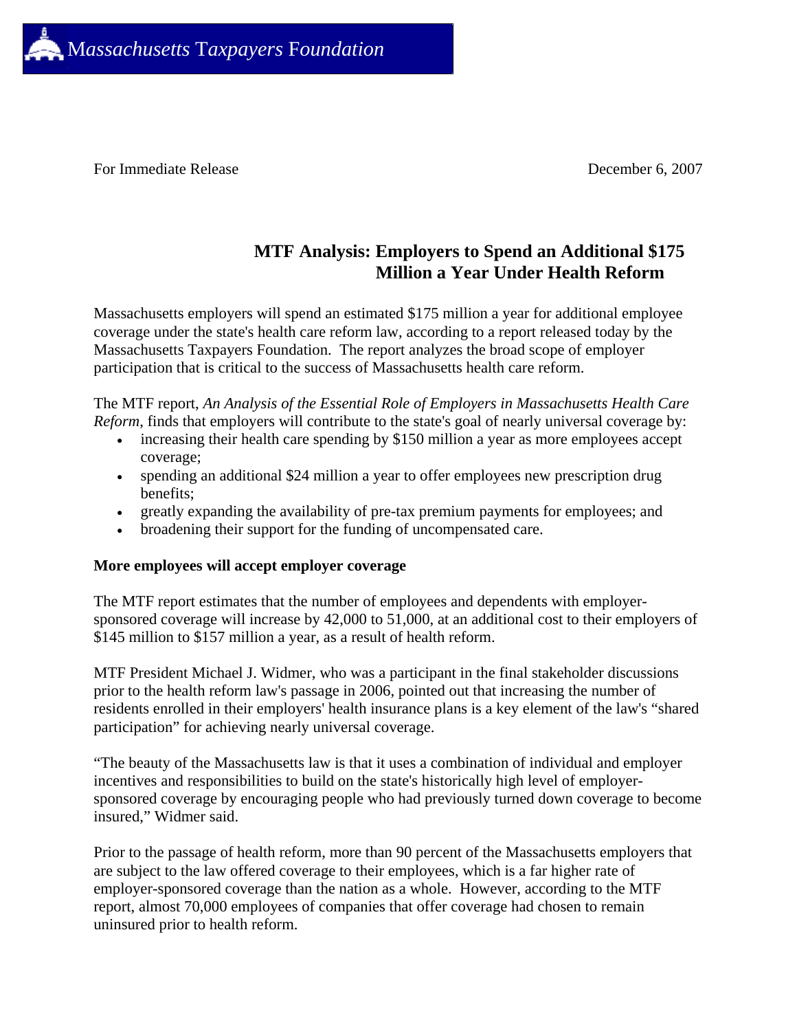**Massachusetts Taxpayers Foundation**

For Immediate Release December 6, 2007

# MTF Analysis: Employers to Spend an Additional $175 Million a Year Under Health Reform

Massachusetts employers will spend an estimated $175 million a year for additional employee coverage under the state's health care reform law, according to a report released today by the Massachusetts Taxpayers Foundation. The report analyzes the broad scope of employer participation that is critical to the success of Massachusetts health care reform.

The MTF report, *An Analysis of the Essential Role of Employers in Massachusetts Health Care Reform*, finds that employers will contribute to the state's goal of nearly universal coverage by:

- increasing their health care spending by $150 million a year as more employees accept coverage;
- spending an additional $24 million a year to offer employees new prescription drug benefits;
- greatly expanding the availability of pre-tax premium payments for employees; and
- broadening their support for the funding of uncompensated care.

**More employees will accept employer coverage**

The MTF report estimates that the number of employees and dependents with employer-sponsored coverage will increase by 42,000 to 51,000, at an additional cost to their employers of $145 million to $157 million a year, as a result of health reform.

MTF President Michael J. Widmer, who was a participant in the final stakeholder discussions prior to the health reform law's passage in 2006, pointed out that increasing the number of residents enrolled in their employers' health insurance plans is a key element of the law's "shared participation" for achieving nearly universal coverage.

"The beauty of the Massachusetts law is that it uses a combination of individual and employer incentives and responsibilities to build on the state's historically high level of employer-sponsored coverage by encouraging people who had previously turned down coverage to become insured," Widmer said.

Prior to the passage of health reform, more than 90 percent of the Massachusetts employers that are subject to the law offered coverage to their employees, which is a far higher rate of employer-sponsored coverage than the nation as a whole. However, according to the MTF report, almost 70,000 employees of companies that offer coverage had chosen to remain uninsured prior to health reform.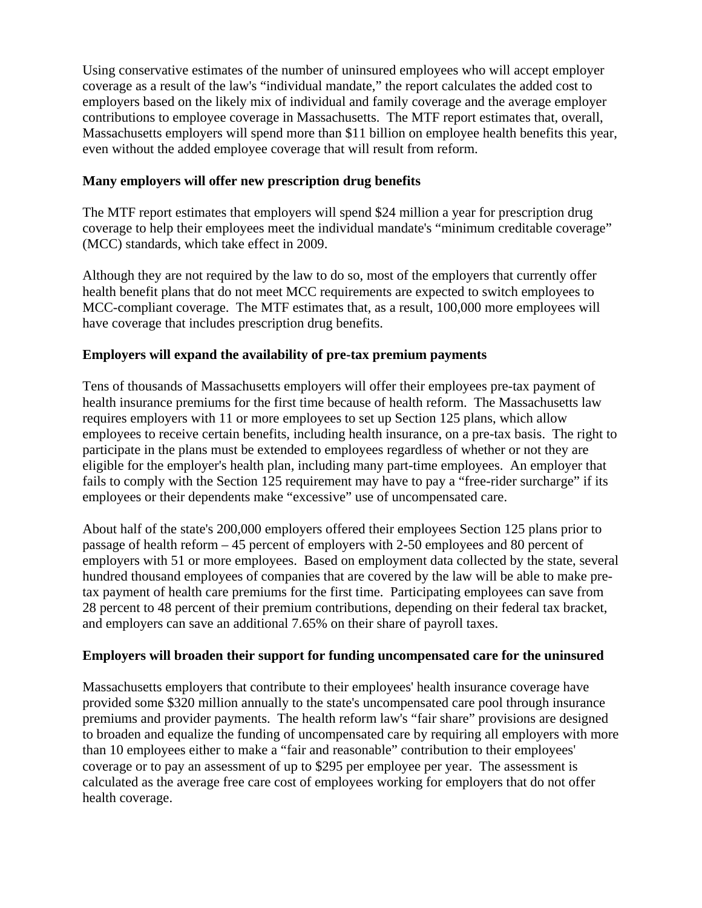Using conservative estimates of the number of uninsured employees who will accept employer coverage as a result of the law's "individual mandate," the report calculates the added cost to employers based on the likely mix of individual and family coverage and the average employer contributions to employee coverage in Massachusetts. The MTF report estimates that, overall, Massachusetts employers will spend more than $11 billion on employee health benefits this year, even without the added employee coverage that will result from reform.

**Many employers will offer new prescription drug benefits**

The MTF report estimates that employers will spend $24 million a year for prescription drug coverage to help their employees meet the individual mandate's "minimum creditable coverage" (MCC) standards, which take effect in 2009.

Although they are not required by the law to do so, most of the employers that currently offer health benefit plans that do not meet MCC requirements are expected to switch employees to MCC-compliant coverage. The MTF estimates that, as a result, 100,000 more employees will have coverage that includes prescription drug benefits.

**Employers will expand the availability of pre-tax premium payments**

Tens of thousands of Massachusetts employers will offer their employees pre-tax payment of health insurance premiums for the first time because of health reform. The Massachusetts law requires employers with 11 or more employees to set up Section 125 plans, which allow employees to receive certain benefits, including health insurance, on a pre-tax basis. The right to participate in the plans must be extended to employees regardless of whether or not they are eligible for the employer's health plan, including many part-time employees. An employer that fails to comply with the Section 125 requirement may have to pay a "free-rider surcharge" if its employees or their dependents make "excessive" use of uncompensated care.

About half of the state's 200,000 employers offered their employees Section 125 plans prior to passage of health reform – 45 percent of employers with 2-50 employees and 80 percent of employers with 51 or more employees. Based on employment data collected by the state, several hundred thousand employees of companies that are covered by the law will be able to make pre-tax payment of health care premiums for the first time. Participating employees can save from 28 percent to 48 percent of their premium contributions, depending on their federal tax bracket, and employers can save an additional 7.65% on their share of payroll taxes.

**Employers will broaden their support for funding uncompensated care for the uninsured**

Massachusetts employers that contribute to their employees' health insurance coverage have provided some $320 million annually to the state's uncompensated care pool through insurance premiums and provider payments. The health reform law's "fair share" provisions are designed to broaden and equalize the funding of uncompensated care by requiring all employers with more than 10 employees either to make a "fair and reasonable" contribution to their employees' coverage or to pay an assessment of up to $295 per employee per year. The assessment is calculated as the average free care cost of employees working for employers that do not offer health coverage.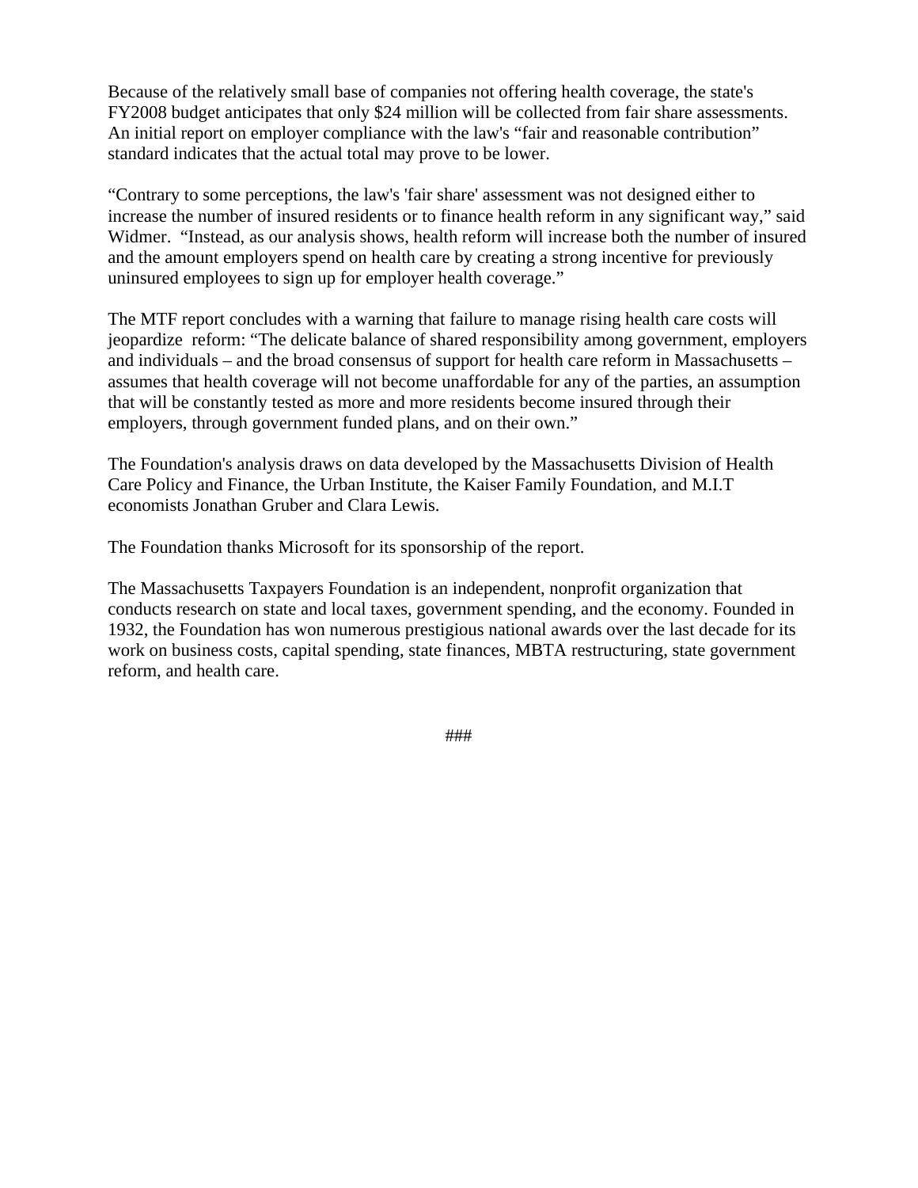Because of the relatively small base of companies not offering health coverage, the state's FY2008 budget anticipates that only $24 million will be collected from fair share assessments. An initial report on employer compliance with the law's "fair and reasonable contribution" standard indicates that the actual total may prove to be lower.

"Contrary to some perceptions, the law's 'fair share' assessment was not designed either to increase the number of insured residents or to finance health reform in any significant way," said Widmer. "Instead, as our analysis shows, health reform will increase both the number of insured and the amount employers spend on health care by creating a strong incentive for previously uninsured employees to sign up for employer health coverage."

The MTF report concludes with a warning that failure to manage rising health care costs will jeopardize reform: "The delicate balance of shared responsibility among government, employers and individuals – and the broad consensus of support for health care reform in Massachusetts – assumes that health coverage will not become unaffordable for any of the parties, an assumption that will be constantly tested as more and more residents become insured through their employers, through government funded plans, and on their own."

The Foundation's analysis draws on data developed by the Massachusetts Division of Health Care Policy and Finance, the Urban Institute, the Kaiser Family Foundation, and M.I.T economists Jonathan Gruber and Clara Lewis.

The Foundation thanks Microsoft for its sponsorship of the report.

The Massachusetts Taxpayers Foundation is an independent, nonprofit organization that conducts research on state and local taxes, government spending, and the economy. Founded in 1932, the Foundation has won numerous prestigious national awards over the last decade for its work on business costs, capital spending, state finances, MBTA restructuring, state government reform, and health care.

###